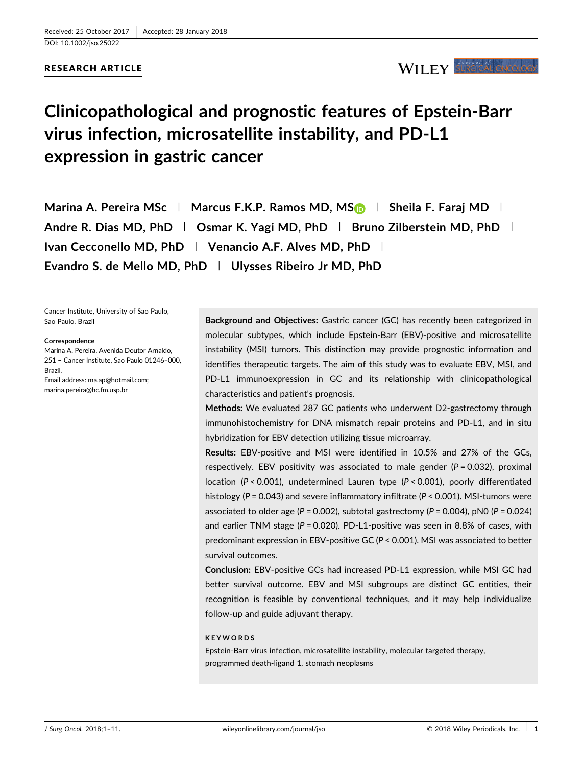Received: 25 October 2017 | Accepted: 28 January 2018

DOI: 10.1002/jso.25022

**RESEARCH ARTICLE**

# Clinicopathological and prognostic features of Epstein-Barr virus infection, microsatellite instability, and PD-L1 expression in gastric cancer

**Marina A. Pereira MSc | Marcus F.K.P. Ramos MD, MS | Sheila F. Faraj MD | Andre R. Dias MD, PhD | Osmar K. Yagi MD, PhD | Bruno Zilberstein MD, PhD | Ivan Cecconello MD, PhD | Venancio A.F. Alves MD, PhD | Evandro S. de Mello MD, PhD | Ulysses Ribeiro Jr MD, PhD**

Cancer Institute, University of Sao Paulo, Sao Paulo, Brazil

**Correspondence**
Marina A. Pereira, Avenida Doutor Arnaldo, 251 – Cancer Institute, Sao Paulo 01246–000, Brazil.
Email address: ma.ap@hotmail.com; marina.pereira@hc.fm.usp.br

**Background and Objectives:** Gastric cancer (GC) has recently been categorized in molecular subtypes, which include Epstein-Barr (EBV)-positive and microsatellite instability (MSI) tumors. This distinction may provide prognostic information and identifies therapeutic targets. The aim of this study was to evaluate EBV, MSI, and PD-L1 immunoexpression in GC and its relationship with clinicopathological characteristics and patient's prognosis.

**Methods:** We evaluated 287 GC patients who underwent D2-gastrectomy through immunohistochemistry for DNA mismatch repair proteins and PD-L1, and in situ hybridization for EBV detection utilizing tissue microarray.

**Results:** EBV-positive and MSI were identified in 10.5% and 27% of the GCs, respectively. EBV positivity was associated to male gender ($P = 0.032$), proximal location ($P < 0.001$), undetermined Lauren type ($P < 0.001$), poorly differentiated histology ($P = 0.043$) and severe inflammatory infiltrate ($P < 0.001$). MSI-tumors were associated to older age ($P = 0.002$), subtotal gastrectomy ($P = 0.004$), pN0 ($P = 0.024$) and earlier TNM stage ($P = 0.020$). PD-L1-positive was seen in 8.8% of cases, with predominant expression in EBV-positive GC ($P < 0.001$). MSI was associated to better survival outcomes.

**Conclusion:** EBV-positive GCs had increased PD-L1 expression, while MSI GC had better survival outcome. EBV and MSI subgroups are distinct GC entities, their recognition is feasible by conventional techniques, and it may help individualize follow-up and guide adjuvant therapy.

**KEYWORDS**

Epstein-Barr virus infection, microsatellite instability, molecular targeted therapy, programmed death-ligand 1, stomach neoplasms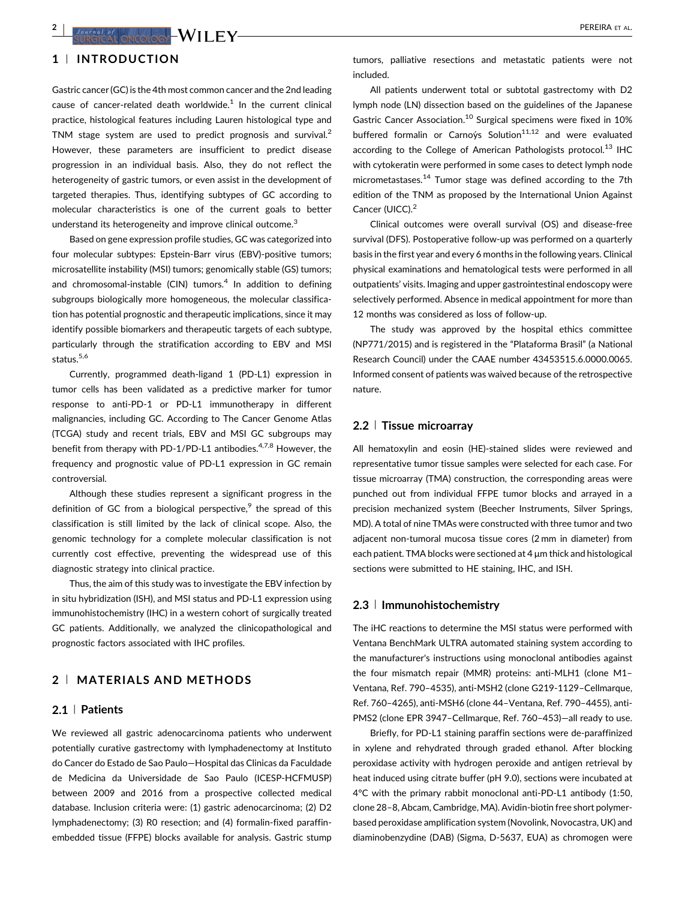## 1 | INTRODUCTION

Gastric cancer (GC) is the 4th most common cancer and the 2nd leading cause of cancer-related death worldwide.[1] In the current clinical practice, histological features including Lauren histological type and TNM stage system are used to predict prognosis and survival.[2] However, these parameters are insufficient to predict disease progression in an individual basis. Also, they do not reflect the heterogeneity of gastric tumors, or even assist in the development of targeted therapies. Thus, identifying subtypes of GC according to molecular characteristics is one of the current goals to better understand its heterogeneity and improve clinical outcome.[3]

Based on gene expression profile studies, GC was categorized into four molecular subtypes: Epstein-Barr virus (EBV)-positive tumors; microsatellite instability (MSI) tumors; genomically stable (GS) tumors; and chromosomal-instable (CIN) tumors.[4] In addition to defining subgroups biologically more homogeneous, the molecular classification has potential prognostic and therapeutic implications, since it may identify possible biomarkers and therapeutic targets of each subtype, particularly through the stratification according to EBV and MSI status.[5,6]

Currently, programmed death-ligand 1 (PD-L1) expression in tumor cells has been validated as a predictive marker for tumor response to anti-PD-1 or PD-L1 immunotherapy in different malignancies, including GC. According to The Cancer Genome Atlas (TCGA) study and recent trials, EBV and MSI GC subgroups may benefit from therapy with PD-1/PD-L1 antibodies.[4,7,8] However, the frequency and prognostic value of PD-L1 expression in GC remain controversial.

Although these studies represent a significant progress in the definition of GC from a biological perspective,[9] the spread of this classification is still limited by the lack of clinical scope. Also, the genomic technology for a complete molecular classification is not currently cost effective, preventing the widespread use of this diagnostic strategy into clinical practice.

Thus, the aim of this study was to investigate the EBV infection by in situ hybridization (ISH), and MSI status and PD-L1 expression using immunohistochemistry (IHC) in a western cohort of surgically treated GC patients. Additionally, we analyzed the clinicopathological and prognostic factors associated with IHC profiles.

## 2 | MATERIALS AND METHODS

### 2.1 | Patients

We reviewed all gastric adenocarcinoma patients who underwent potentially curative gastrectomy with lymphadenectomy at Instituto do Cancer do Estado de Sao Paulo—Hospital das Clinicas da Faculdade de Medicina da Universidade de Sao Paulo (ICESP-HCFMUSP) between 2009 and 2016 from a prospective collected medical database. Inclusion criteria were: (1) gastric adenocarcinoma; (2) D2 lymphadenectomy; (3) R0 resection; and (4) formalin-fixed paraffin-embedded tissue (FFPE) blocks available for analysis. Gastric stump tumors, palliative resections and metastatic patients were not included.

All patients underwent total or subtotal gastrectomy with D2 lymph node (LN) dissection based on the guidelines of the Japanese Gastric Cancer Association.[10] Surgical specimens were fixed in 10% buffered formalin or Carnoýs Solution[11,12] and were evaluated according to the College of American Pathologists protocol.[13] IHC with cytokeratin were performed in some cases to detect lymph node micrometastases.[14] Tumor stage was defined according to the 7th edition of the TNM as proposed by the International Union Against Cancer (UICC).[2]

Clinical outcomes were overall survival (OS) and disease-free survival (DFS). Postoperative follow-up was performed on a quarterly basis in the first year and every 6 months in the following years. Clinical physical examinations and hematological tests were performed in all outpatients' visits. Imaging and upper gastrointestinal endoscopy were selectively performed. Absence in medical appointment for more than 12 months was considered as loss of follow-up.

The study was approved by the hospital ethics committee (NP771/2015) and is registered in the "Plataforma Brasil" (a National Research Council) under the CAAE number 43453515.6.0000.0065. Informed consent of patients was waived because of the retrospective nature.

### 2.2 | Tissue microarray

All hematoxylin and eosin (HE)-stained slides were reviewed and representative tumor tissue samples were selected for each case. For tissue microarray (TMA) construction, the corresponding areas were punched out from individual FFPE tumor blocks and arrayed in a precision mechanized system (Beecher Instruments, Silver Springs, MD). A total of nine TMAs were constructed with three tumor and two adjacent non-tumoral mucosa tissue cores (2 mm in diameter) from each patient. TMA blocks were sectioned at 4 µm thick and histological sections were submitted to HE staining, IHC, and ISH.

### 2.3 | Immunohistochemistry

The iHC reactions to determine the MSI status were performed with Ventana BenchMark ULTRA automated staining system according to the manufacturer's instructions using monoclonal antibodies against the four mismatch repair (MMR) proteins: anti-MLH1 (clone M1–Ventana, Ref. 790–4535), anti-MSH2 (clone G219-1129–Cellmarque, Ref. 760–4265), anti-MSH6 (clone 44–Ventana, Ref. 790–4455), anti-PMS2 (clone EPR 3947–Cellmarque, Ref. 760–453)—all ready to use.

Briefly, for PD-L1 staining paraffin sections were de-paraffinized in xylene and rehydrated through graded ethanol. After blocking peroxidase activity with hydrogen peroxide and antigen retrieval by heat induced using citrate buffer (pH 9.0), sections were incubated at 4°C with the primary rabbit monoclonal anti-PD-L1 antibody (1:50, clone 28–8, Abcam, Cambridge, MA). Avidin-biotin free short polymer-based peroxidase amplification system (Novolink, Novocastra, UK) and diaminobenzydine (DAB) (Sigma, D-5637, EUA) as chromogen were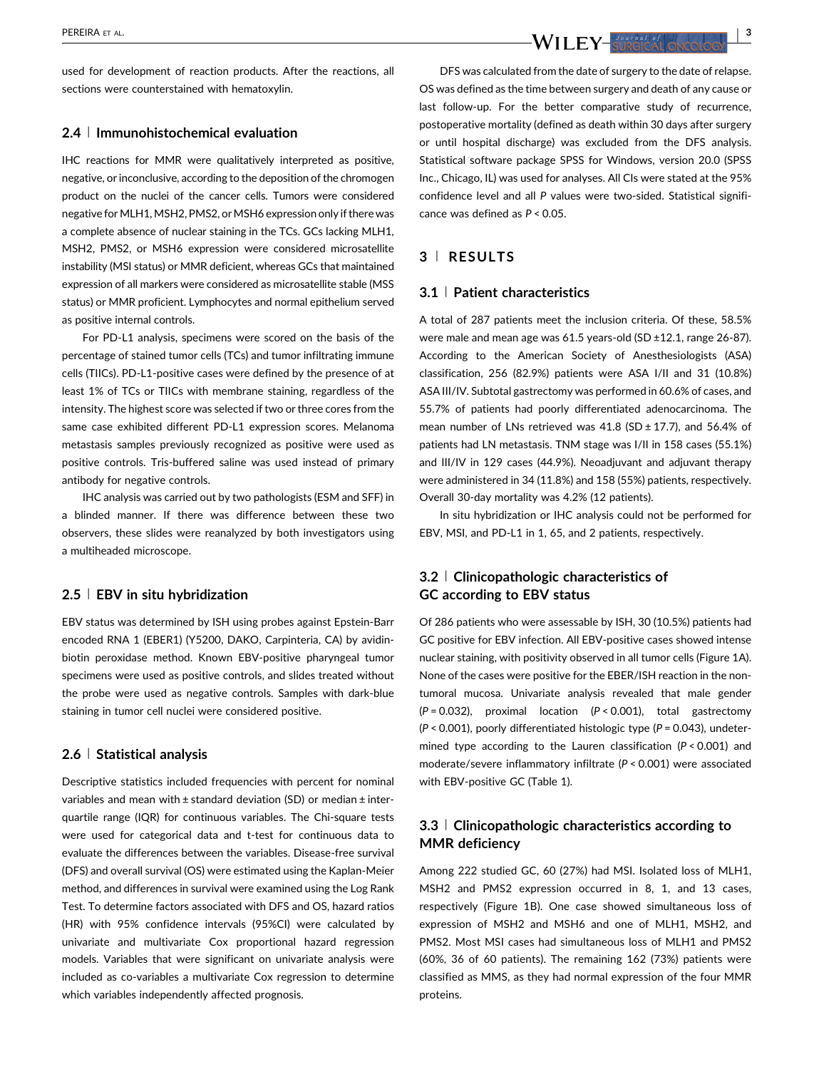used for development of reaction products. After the reactions, all sections were counterstained with hematoxylin.

### 2.4 | Immunohistochemical evaluation

IHC reactions for MMR were qualitatively interpreted as positive, negative, or inconclusive, according to the deposition of the chromogen product on the nuclei of the cancer cells. Tumors were considered negative for MLH1, MSH2, PMS2, or MSH6 expression only if there was a complete absence of nuclear staining in the TCs. GCs lacking MLH1, MSH2, PMS2, or MSH6 expression were considered microsatellite instability (MSI status) or MMR deficient, whereas GCs that maintained expression of all markers were considered as microsatellite stable (MSS status) or MMR proficient. Lymphocytes and normal epithelium served as positive internal controls.

For PD-L1 analysis, specimens were scored on the basis of the percentage of stained tumor cells (TCs) and tumor infiltrating immune cells (TIICs). PD-L1-positive cases were defined by the presence of at least 1% of TCs or TIICs with membrane staining, regardless of the intensity. The highest score was selected if two or three cores from the same case exhibited different PD-L1 expression scores. Melanoma metastasis samples previously recognized as positive were used as positive controls. Tris-buffered saline was used instead of primary antibody for negative controls.

IHC analysis was carried out by two pathologists (ESM and SFF) in a blinded manner. If there was difference between these two observers, these slides were reanalyzed by both investigators using a multiheaded microscope.

### 2.5 | EBV in situ hybridization

EBV status was determined by ISH using probes against Epstein-Barr encoded RNA 1 (EBER1) (Y5200, DAKO, Carpinteria, CA) by avidin-biotin peroxidase method. Known EBV-positive pharyngeal tumor specimens were used as positive controls, and slides treated without the probe were used as negative controls. Samples with dark-blue staining in tumor cell nuclei were considered positive.

### 2.6 | Statistical analysis

Descriptive statistics included frequencies with percent for nominal variables and mean with ± standard deviation (SD) or median ± interquartile range (IQR) for continuous variables. The Chi-square tests were used for categorical data and t-test for continuous data to evaluate the differences between the variables. Disease-free survival (DFS) and overall survival (OS) were estimated using the Kaplan-Meier method, and differences in survival were examined using the Log Rank Test. To determine factors associated with DFS and OS, hazard ratios (HR) with 95% confidence intervals (95%CI) were calculated by univariate and multivariate Cox proportional hazard regression models. Variables that were significant on univariate analysis were included as co-variables a multivariate Cox regression to determine which variables independently affected prognosis.

DFS was calculated from the date of surgery to the date of relapse. OS was defined as the time between surgery and death of any cause or last follow-up. For the better comparative study of recurrence, postoperative mortality (defined as death within 30 days after surgery or until hospital discharge) was excluded from the DFS analysis. Statistical software package SPSS for Windows, version 20.0 (SPSS Inc., Chicago, IL) was used for analyses. All CIs were stated at the 95% confidence level and all *P* values were two-sided. Statistical significance was defined as $P < 0.05$.

## 3 | RESULTS

### 3.1 | Patient characteristics

A total of 287 patients meet the inclusion criteria. Of these, 58.5% were male and mean age was 61.5 years-old (SD ±12.1, range 26-87). According to the American Society of Anesthesiologists (ASA) classification, 256 (82.9%) patients were ASA I/II and 31 (10.8%) ASA III/IV. Subtotal gastrectomy was performed in 60.6% of cases, and 55.7% of patients had poorly differentiated adenocarcinoma. The mean number of LNs retrieved was 41.8 (SD ± 17.7), and 56.4% of patients had LN metastasis. TNM stage was I/II in 158 cases (55.1%) and III/IV in 129 cases (44.9%). Neoadjuvant and adjuvant therapy were administered in 34 (11.8%) and 158 (55%) patients, respectively. Overall 30-day mortality was 4.2% (12 patients).

In situ hybridization or IHC analysis could not be performed for EBV, MSI, and PD-L1 in 1, 65, and 2 patients, respectively.

### 3.2 | Clinicopathologic characteristics of GC according to EBV status

Of 286 patients who were assessable by ISH, 30 (10.5%) patients had GC positive for EBV infection. All EBV-positive cases showed intense nuclear staining, with positivity observed in all tumor cells (Figure 1A). None of the cases were positive for the EBER/ISH reaction in the non-tumoral mucosa. Univariate analysis revealed that male gender ($P = 0.032$), proximal location ($P < 0.001$), total gastrectomy ($P < 0.001$), poorly differentiated histologic type ($P = 0.043$), undetermined type according to the Lauren classification ($P < 0.001$) and moderate/severe inflammatory infiltrate ($P < 0.001$) were associated with EBV-positive GC (Table 1).

### 3.3 | Clinicopathologic characteristics according to MMR deficiency

Among 222 studied GC, 60 (27%) had MSI. Isolated loss of MLH1, MSH2 and PMS2 expression occurred in 8, 1, and 13 cases, respectively (Figure 1B). One case showed simultaneous loss of expression of MSH2 and MSH6 and one of MLH1, MSH2, and PMS2. Most MSI cases had simultaneous loss of MLH1 and PMS2 (60%, 36 of 60 patients). The remaining 162 (73%) patients were classified as MMS, as they had normal expression of the four MMR proteins.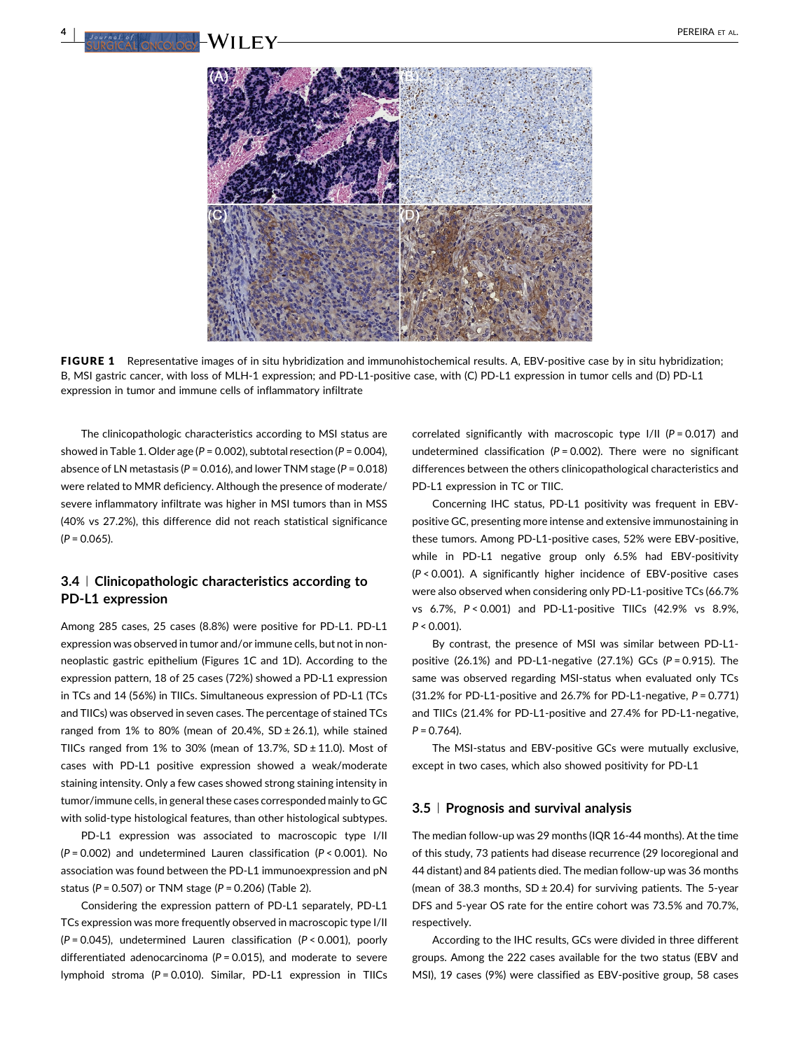FIGURE 1 Representative images of in situ hybridization and immunohistochemical results. A, EBV-positive case by in situ hybridization; B, MSI gastric cancer, with loss of MLH-1 expression; and PD-L1-positive case, with (C) PD-L1 expression in tumor cells and (D) PD-L1 expression in tumor and immune cells of inflammatory infiltrate

The clinicopathologic characteristics according to MSI status are showed in Table 1. Older age ($P = 0.002$), subtotal resection ($P = 0.004$), absence of LN metastasis ($P = 0.016$), and lower TNM stage ($P = 0.018$) were related to MMR deficiency. Although the presence of moderate/severe inflammatory infiltrate was higher in MSI tumors than in MSS (40% vs 27.2%), this difference did not reach statistical significance ($P = 0.065$).

### 3.4 | Clinicopathologic characteristics according to PD-L1 expression

Among 285 cases, 25 cases (8.8%) were positive for PD-L1. PD-L1 expression was observed in tumor and/or immune cells, but not in non-neoplastic gastric epithelium (Figures 1C and 1D). According to the expression pattern, 18 of 25 cases (72%) showed a PD-L1 expression in TCs and 14 (56%) in TIICs. Simultaneous expression of PD-L1 (TCs and TIICs) was observed in seven cases. The percentage of stained TCs ranged from 1% to 80% (mean of 20.4%, SD ± 26.1), while stained TIICs ranged from 1% to 30% (mean of 13.7%, SD ± 11.0). Most of cases with PD-L1 positive expression showed a weak/moderate staining intensity. Only a few cases showed strong staining intensity in tumor/immune cells, in general these cases corresponded mainly to GC with solid-type histological features, than other histological subtypes.

PD-L1 expression was associated to macroscopic type I/II ($P = 0.002$) and undetermined Lauren classification ($P < 0.001$). No association was found between the PD-L1 immunoexpression and pN status ($P = 0.507$) or TNM stage ($P = 0.206$) (Table 2).

Considering the expression pattern of PD-L1 separately, PD-L1 TCs expression was more frequently observed in macroscopic type I/II ($P = 0.045$), undetermined Lauren classification ($P < 0.001$), poorly differentiated adenocarcinoma ($P = 0.015$), and moderate to severe lymphoid stroma ($P = 0.010$). Similar, PD-L1 expression in TIICs correlated significantly with macroscopic type I/II ($P = 0.017$) and undetermined classification ($P = 0.002$). There were no significant differences between the others clinicopathological characteristics and PD-L1 expression in TC or TIIC.

Concerning IHC status, PD-L1 positivity was frequent in EBV-positive GC, presenting more intense and extensive immunostaining in these tumors. Among PD-L1-positive cases, 52% were EBV-positive, while in PD-L1 negative group only 6.5% had EBV-positivity ($P < 0.001$). A significantly higher incidence of EBV-positive cases were also observed when considering only PD-L1-positive TCs (66.7% vs 6.7%, $P < 0.001$) and PD-L1-positive TIICs (42.9% vs 8.9%, $P < 0.001$).

By contrast, the presence of MSI was similar between PD-L1-positive (26.1%) and PD-L1-negative (27.1%) GCs ($P = 0.915$). The same was observed regarding MSI-status when evaluated only TCs (31.2% for PD-L1-positive and 26.7% for PD-L1-negative, $P = 0.771$) and TIICs (21.4% for PD-L1-positive and 27.4% for PD-L1-negative, $P = 0.764$).

The MSI-status and EBV-positive GCs were mutually exclusive, except in two cases, which also showed positivity for PD-L1

### 3.5 | Prognosis and survival analysis

The median follow-up was 29 months (IQR 16-44 months). At the time of this study, 73 patients had disease recurrence (29 locoregional and 44 distant) and 84 patients died. The median follow-up was 36 months (mean of 38.3 months, SD ± 20.4) for surviving patients. The 5-year DFS and 5-year OS rate for the entire cohort was 73.5% and 70.7%, respectively.

According to the IHC results, GCs were divided in three different groups. Among the 222 cases available for the two status (EBV and MSI), 19 cases (9%) were classified as EBV-positive group, 58 cases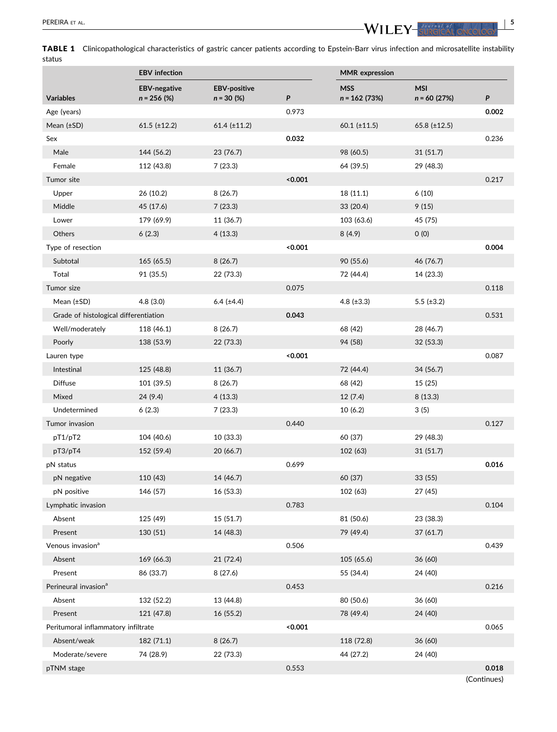**TABLE 1** Clinicopathological characteristics of gastric cancer patients according to Epstein-Barr virus infection and microsatellite instability status

| | EBV infection | | | MMR expression | | |
|---|---|---|---|---|---|---|
| Variables | EBV-negative *n* = 256 (%) | EBV-positive *n* = 30 (%) | *P* | MSS *n* = 162 (73%) | MSI *n* = 60 (27%) | *P* |
| Age (years) | | | 0.973 | | | **0.002** |
| Mean (±SD) | 61.5 (±12.2) | 61.4 (±11.2) | | 60.1 (±11.5) | 65.8 (±12.5) | |
| Sex | | | **0.032** | | | 0.236 |
| Male | 144 (56.2) | 23 (76.7) | | 98 (60.5) | 31 (51.7) | |
| Female | 112 (43.8) | 7 (23.3) | | 64 (39.5) | 29 (48.3) | |
| Tumor site | | | **<0.001** | | | 0.217 |
| Upper | 26 (10.2) | 8 (26.7) | | 18 (11.1) | 6 (10) | |
| Middle | 45 (17.6) | 7 (23.3) | | 33 (20.4) | 9 (15) | |
| Lower | 179 (69.9) | 11 (36.7) | | 103 (63.6) | 45 (75) | |
| Others | 6 (2.3) | 4 (13.3) | | 8 (4.9) | 0 (0) | |
| Type of resection | | | **<0.001** | | | **0.004** |
| Subtotal | 165 (65.5) | 8 (26.7) | | 90 (55.6) | 46 (76.7) | |
| Total | 91 (35.5) | 22 (73.3) | | 72 (44.4) | 14 (23.3) | |
| Tumor size | | | 0.075 | | | 0.118 |
| Mean (±SD) | 4.8 (3.0) | 6.4 (±4.4) | | 4.8 (±3.3) | 5.5 (±3.2) | |
| Grade of histological differentiation | | | **0.043** | | | 0.531 |
| Well/moderately | 118 (46.1) | 8 (26.7) | | 68 (42) | 28 (46.7) | |
| Poorly | 138 (53.9) | 22 (73.3) | | 94 (58) | 32 (53.3) | |
| Lauren type | | | **<0.001** | | | 0.087 |
| Intestinal | 125 (48.8) | 11 (36.7) | | 72 (44.4) | 34 (56.7) | |
| Diffuse | 101 (39.5) | 8 (26.7) | | 68 (42) | 15 (25) | |
| Mixed | 24 (9.4) | 4 (13.3) | | 12 (7.4) | 8 (13.3) | |
| Undetermined | 6 (2.3) | 7 (23.3) | | 10 (6.2) | 3 (5) | |
| Tumor invasion | | | 0.440 | | | 0.127 |
| pT1/pT2 | 104 (40.6) | 10 (33.3) | | 60 (37) | 29 (48.3) | |
| pT3/pT4 | 152 (59.4) | 20 (66.7) | | 102 (63) | 31 (51.7) | |
| pN status | | | 0.699 | | | **0.016** |
| pN negative | 110 (43) | 14 (46.7) | | 60 (37) | 33 (55) | |
| pN positive | 146 (57) | 16 (53.3) | | 102 (63) | 27 (45) | |
| Lymphatic invasion | | | 0.783 | | | 0.104 |
| Absent | 125 (49) | 15 (51.7) | | 81 (50.6) | 23 (38.3) | |
| Present | 130 (51) | 14 (48.3) | | 79 (49.4) | 37 (61.7) | |
| Venous invasion[a] | | | 0.506 | | | 0.439 |
| Absent | 169 (66.3) | 21 (72.4) | | 105 (65.6) | 36 (60) | |
| Present | 86 (33.7) | 8 (27.6) | | 55 (34.4) | 24 (40) | |
| Perineural invasion[a] | | | 0.453 | | | 0.216 |
| Absent | 132 (52.2) | 13 (44.8) | | 80 (50.6) | 36 (60) | |
| Present | 121 (47.8) | 16 (55.2) | | 78 (49.4) | 24 (40) | |
| Peritumoral inflammatory infiltrate | | | **<0.001** | | | 0.065 |
| Absent/weak | 182 (71.1) | 8 (26.7) | | 118 (72.8) | 36 (60) | |
| Moderate/severe | 74 (28.9) | 22 (73.3) | | 44 (27.2) | 24 (40) | |
| pTNM stage | | | 0.553 | | | **0.018** |

(Continues)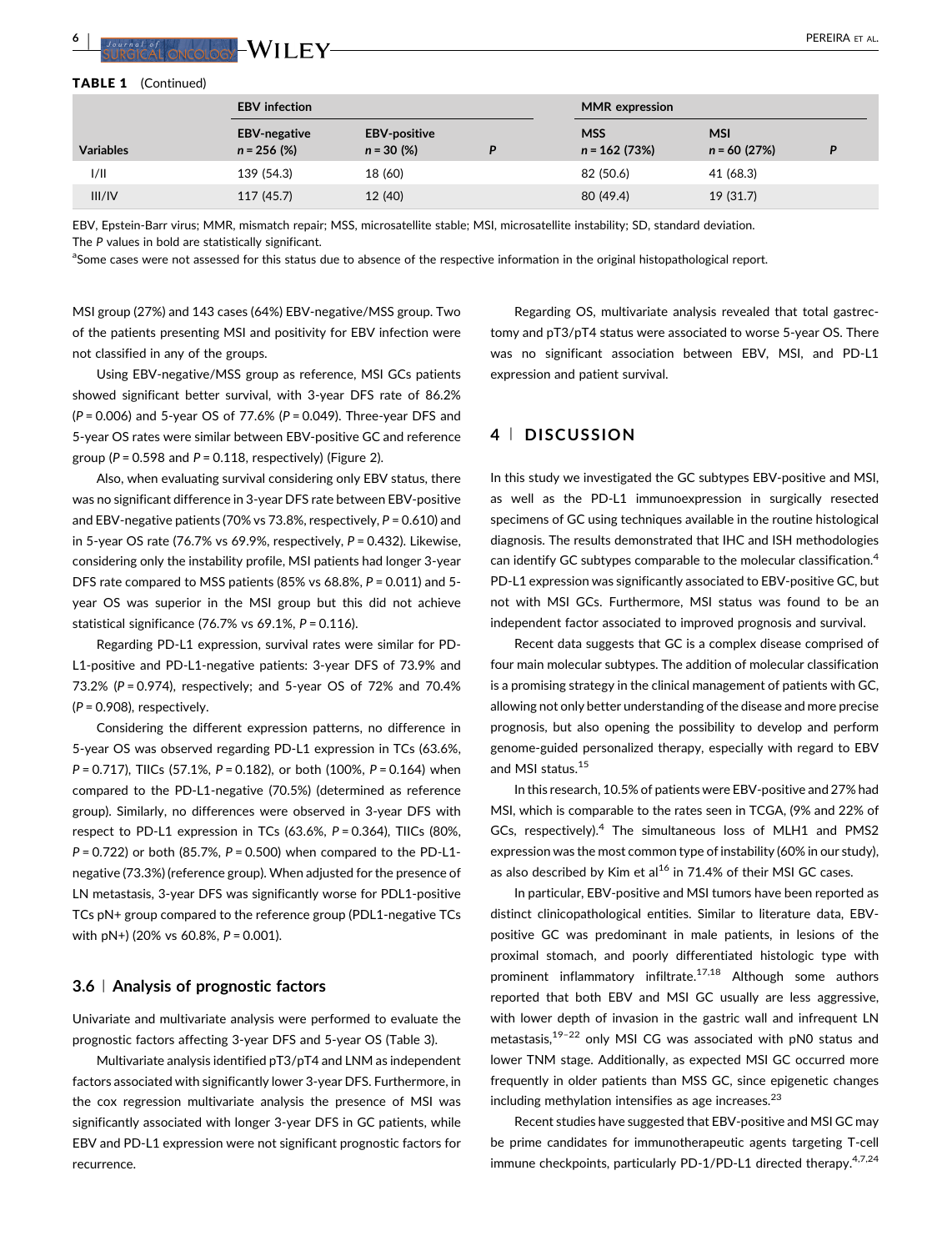**TABLE 1** (Continued)

| | EBV infection | | | MMR expression | | |
|---|---|---|---|---|---|---|
| Variables | EBV-negative n = 256 (%) | EBV-positive n = 30 (%) | P | MSS n = 162 (73%) | MSI n = 60 (27%) | P |
| I/II | 139 (54.3) | 18 (60) | | 82 (50.6) | 41 (68.3) | |
| III/IV | 117 (45.7) | 12 (40) | | 80 (49.4) | 19 (31.7) | |

EBV, Epstein-Barr virus; MMR, mismatch repair; MSS, microsatellite stable; MSI, microsatellite instability; SD, standard deviation.
The P values in bold are statistically significant.
[a]Some cases were not assessed for this status due to absence of the respective information in the original histopathological report.

MSI group (27%) and 143 cases (64%) EBV-negative/MSS group. Two of the patients presenting MSI and positivity for EBV infection were not classified in any of the groups.

Using EBV-negative/MSS group as reference, MSI GCs patients showed significant better survival, with 3-year DFS rate of 86.2% ($P = 0.006$) and 5-year OS of 77.6% ($P = 0.049$). Three-year DFS and 5-year OS rates were similar between EBV-positive GC and reference group ($P = 0.598$ and $P = 0.118$, respectively) (Figure 2).

Also, when evaluating survival considering only EBV status, there was no significant difference in 3-year DFS rate between EBV-positive and EBV-negative patients (70% vs 73.8%, respectively, $P = 0.610$) and in 5-year OS rate (76.7% vs 69.9%, respectively, $P = 0.432$). Likewise, considering only the instability profile, MSI patients had longer 3-year DFS rate compared to MSS patients (85% vs 68.8%, $P = 0.011$) and 5-year OS was superior in the MSI group but this did not achieve statistical significance (76.7% vs 69.1%, $P = 0.116$).

Regarding PD-L1 expression, survival rates were similar for PD-L1-positive and PD-L1-negative patients: 3-year DFS of 73.9% and 73.2% ($P = 0.974$), respectively; and 5-year OS of 72% and 70.4% ($P = 0.908$), respectively.

Considering the different expression patterns, no difference in 5-year OS was observed regarding PD-L1 expression in TCs (63.6%, $P = 0.717$), TIICs (57.1%, $P = 0.182$), or both (100%, $P = 0.164$) when compared to the PD-L1-negative (70.5%) (determined as reference group). Similarly, no differences were observed in 3-year DFS with respect to PD-L1 expression in TCs (63.6%, $P = 0.364$), TIICs (80%, $P = 0.722$) or both (85.7%, $P = 0.500$) when compared to the PD-L1-negative (73.3%) (reference group). When adjusted for the presence of LN metastasis, 3-year DFS was significantly worse for PDL1-positive TCs pN+ group compared to the reference group (PDL1-negative TCs with pN+) (20% vs 60.8%, $P = 0.001$).

### 3.6 | Analysis of prognostic factors

Univariate and multivariate analysis were performed to evaluate the prognostic factors affecting 3-year DFS and 5-year OS (Table 3).

Multivariate analysis identified pT3/pT4 and LNM as independent factors associated with significantly lower 3-year DFS. Furthermore, in the cox regression multivariate analysis the presence of MSI was significantly associated with longer 3-year DFS in GC patients, while EBV and PD-L1 expression were not significant prognostic factors for recurrence.

Regarding OS, multivariate analysis revealed that total gastrectomy and pT3/pT4 status were associated to worse 5-year OS. There was no significant association between EBV, MSI, and PD-L1 expression and patient survival.

## 4 | DISCUSSION

In this study we investigated the GC subtypes EBV-positive and MSI, as well as the PD-L1 immunoexpression in surgically resected specimens of GC using techniques available in the routine histological diagnosis. The results demonstrated that IHC and ISH methodologies can identify GC subtypes comparable to the molecular classification.[4] PD-L1 expression was significantly associated to EBV-positive GC, but not with MSI GCs. Furthermore, MSI status was found to be an independent factor associated to improved prognosis and survival.

Recent data suggests that GC is a complex disease comprised of four main molecular subtypes. The addition of molecular classification is a promising strategy in the clinical management of patients with GC, allowing not only better understanding of the disease and more precise prognosis, but also opening the possibility to develop and perform genome-guided personalized therapy, especially with regard to EBV and MSI status.[15]

In this research, 10.5% of patients were EBV-positive and 27% had MSI, which is comparable to the rates seen in TCGA, (9% and 22% of GCs, respectively).[4] The simultaneous loss of MLH1 and PMS2 expression was the most common type of instability (60% in our study), as also described by Kim et al[16] in 71.4% of their MSI GC cases.

In particular, EBV-positive and MSI tumors have been reported as distinct clinicopathological entities. Similar to literature data, EBV-positive GC was predominant in male patients, in lesions of the proximal stomach, and poorly differentiated histologic type with prominent inflammatory infiltrate.[17,18] Although some authors reported that both EBV and MSI GC usually are less aggressive, with lower depth of invasion in the gastric wall and infrequent LN metastasis,[19–22] only MSI CG was associated with pN0 status and lower TNM stage. Additionally, as expected MSI GC occurred more frequently in older patients than MSS GC, since epigenetic changes including methylation intensifies as age increases.[23]

Recent studies have suggested that EBV-positive and MSI GC may be prime candidates for immunotherapeutic agents targeting T-cell immune checkpoints, particularly PD-1/PD-L1 directed therapy.[4,7,24]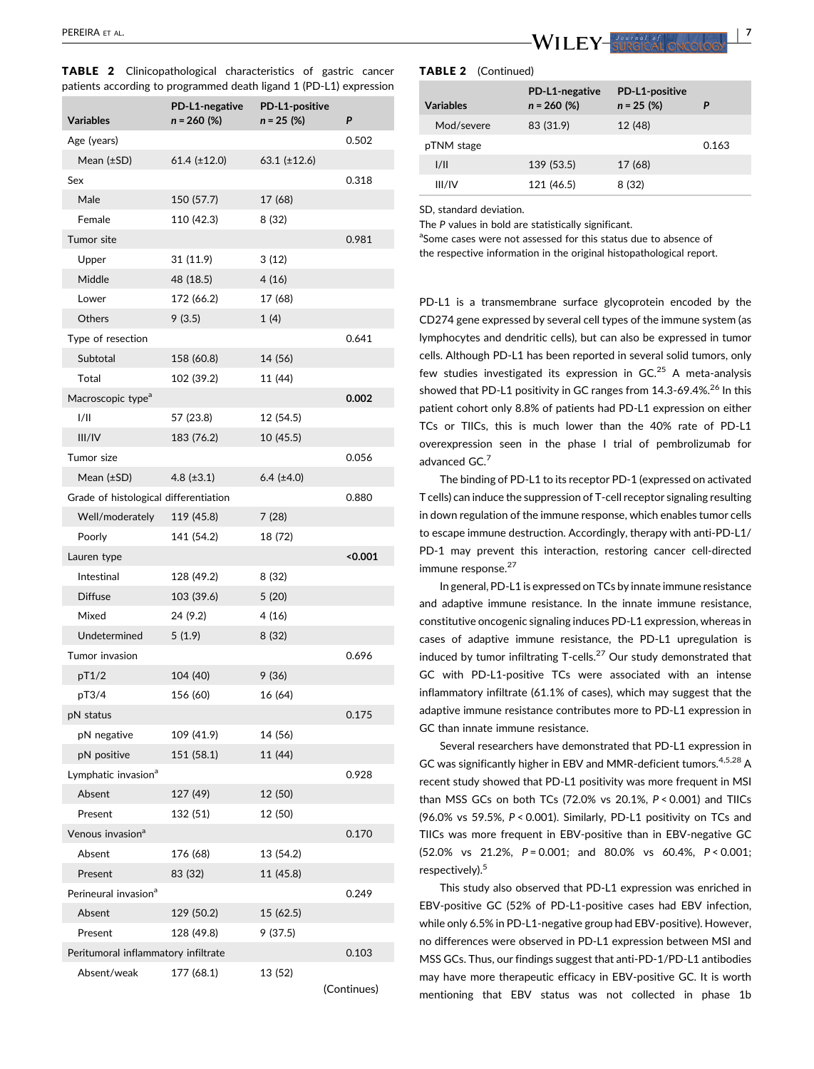**TABLE 2** Clinicopathological characteristics of gastric cancer patients according to programmed death ligand 1 (PD-L1) expression

| Variables | PD-L1-negative n = 260 (%) | PD-L1-positive n = 25 (%) | P |
|---|---|---|---|
| Age (years) | | | 0.502 |
| Mean (±SD) | 61.4 (±12.0) | 63.1 (±12.6) | |
| Sex | | | 0.318 |
| Male | 150 (57.7) | 17 (68) | |
| Female | 110 (42.3) | 8 (32) | |
| Tumor site | | | 0.981 |
| Upper | 31 (11.9) | 3 (12) | |
| Middle | 48 (18.5) | 4 (16) | |
| Lower | 172 (66.2) | 17 (68) | |
| Others | 9 (3.5) | 1 (4) | |
| Type of resection | | | 0.641 |
| Subtotal | 158 (60.8) | 14 (56) | |
| Total | 102 (39.2) | 11 (44) | |
| Macroscopic type[a] | | | **0.002** |
| I/II | 57 (23.8) | 12 (54.5) | |
| III/IV | 183 (76.2) | 10 (45.5) | |
| Tumor size | | | 0.056 |
| Mean (±SD) | 4.8 (±3.1) | 6.4 (±4.0) | |
| Grade of histological differentiation | | | 0.880 |
| Well/moderately | 119 (45.8) | 7 (28) | |
| Poorly | 141 (54.2) | 18 (72) | |
| Lauren type | | | **<0.001** |
| Intestinal | 128 (49.2) | 8 (32) | |
| Diffuse | 103 (39.6) | 5 (20) | |
| Mixed | 24 (9.2) | 4 (16) | |
| Undetermined | 5 (1.9) | 8 (32) | |
| Tumor invasion | | | 0.696 |
| pT1/2 | 104 (40) | 9 (36) | |
| pT3/4 | 156 (60) | 16 (64) | |
| pN status | | | 0.175 |
| pN negative | 109 (41.9) | 14 (56) | |
| pN positive | 151 (58.1) | 11 (44) | |
| Lymphatic invasion[a] | | | 0.928 |
| Absent | 127 (49) | 12 (50) | |
| Present | 132 (51) | 12 (50) | |
| Venous invasion[a] | | | 0.170 |
| Absent | 176 (68) | 13 (54.2) | |
| Present | 83 (32) | 11 (45.8) | |
| Perineural invasion[a] | | | 0.249 |
| Absent | 129 (50.2) | 15 (62.5) | |
| Present | 128 (49.8) | 9 (37.5) | |
| Peritumoral inflammatory infiltrate | | | 0.103 |
| Absent/weak | 177 (68.1) | 13 (52) | |
| Mod/severe | 83 (31.9) | 12 (48) | |
| pTNM stage | | | 0.163 |
| I/II | 139 (53.5) | 17 (68) | |
| III/IV | 121 (46.5) | 8 (32) | |

SD, standard deviation.
The P values in bold are statistically significant.
[a]Some cases were not assessed for this status due to absence of the respective information in the original histopathological report.

PD-L1 is a transmembrane surface glycoprotein encoded by the CD274 gene expressed by several cell types of the immune system (as lymphocytes and dendritic cells), but can also be expressed in tumor cells. Although PD-L1 has been reported in several solid tumors, only few studies investigated its expression in GC.[25] A meta-analysis showed that PD-L1 positivity in GC ranges from 14.3-69.4%.[26] In this patient cohort only 8.8% of patients had PD-L1 expression on either TCs or TIICs, this is much lower than the 40% rate of PD-L1 overexpression seen in the phase I trial of pembrolizumab for advanced GC.[7]

The binding of PD-L1 to its receptor PD-1 (expressed on activated T cells) can induce the suppression of T-cell receptor signaling resulting in down regulation of the immune response, which enables tumor cells to escape immune destruction. Accordingly, therapy with anti-PD-L1/PD-1 may prevent this interaction, restoring cancer cell-directed immune response.[27]

In general, PD-L1 is expressed on TCs by innate immune resistance and adaptive immune resistance. In the innate immune resistance, constitutive oncogenic signaling induces PD-L1 expression, whereas in cases of adaptive immune resistance, the PD-L1 upregulation is induced by tumor infiltrating T-cells.[27] Our study demonstrated that GC with PD-L1-positive TCs were associated with an intense inflammatory infiltrate (61.1% of cases), which may suggest that the adaptive immune resistance contributes more to PD-L1 expression in GC than innate immune resistance.

Several researchers have demonstrated that PD-L1 expression in GC was significantly higher in EBV and MMR-deficient tumors.[4,5,28] A recent study showed that PD-L1 positivity was more frequent in MSI than MSS GCs on both TCs (72.0% vs 20.1%, $P < 0.001$) and TIICs (96.0% vs 59.5%, $P < 0.001$). Similarly, PD-L1 positivity on TCs and TIICs was more frequent in EBV-positive than in EBV-negative GC (52.0% vs 21.2%, $P = 0.001$; and 80.0% vs 60.4%, $P < 0.001$; respectively).[5]

This study also observed that PD-L1 expression was enriched in EBV-positive GC (52% of PD-L1-positive cases had EBV infection, while only 6.5% in PD-L1-negative group had EBV-positive). However, no differences were observed in PD-L1 expression between MSI and MSS GCs. Thus, our findings suggest that anti-PD-1/PD-L1 antibodies may have more therapeutic efficacy in EBV-positive GC. It is worth mentioning that EBV status was not collected in phase 1b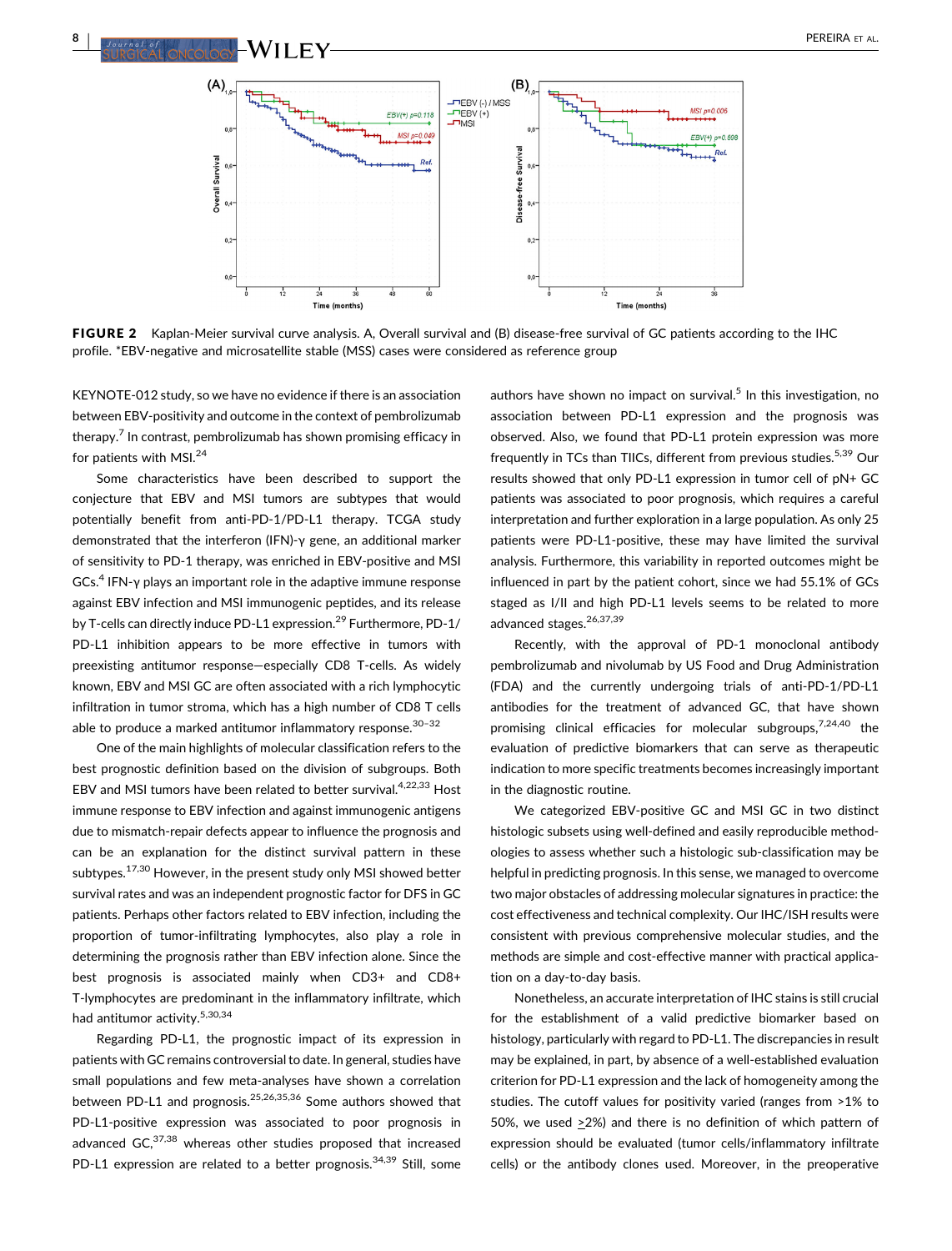**FIGURE 2** Kaplan-Meier survival curve analysis. A, Overall survival and (B) disease-free survival of GC patients according to the IHC profile. *EBV-negative and microsatellite stable (MSS) cases were considered as reference group

KEYNOTE-012 study, so we have no evidence if there is an association between EBV-positivity and outcome in the context of pembrolizumab therapy.[7] In contrast, pembrolizumab has shown promising efficacy in for patients with MSI.[24]

Some characteristics have been described to support the conjecture that EBV and MSI tumors are subtypes that would potentially benefit from anti-PD-1/PD-L1 therapy. TCGA study demonstrated that the interferon (IFN)-γ gene, an additional marker of sensitivity to PD-1 therapy, was enriched in EBV-positive and MSI GCs.[4] IFN-γ plays an important role in the adaptive immune response against EBV infection and MSI immunogenic peptides, and its release by T-cells can directly induce PD-L1 expression.[29] Furthermore, PD-1/PD-L1 inhibition appears to be more effective in tumors with preexisting antitumor response—especially CD8 T-cells. As widely known, EBV and MSI GC are often associated with a rich lymphocytic infiltration in tumor stroma, which has a high number of CD8 T cells able to produce a marked antitumor inflammatory response.[30–32]

One of the main highlights of molecular classification refers to the best prognostic definition based on the division of subgroups. Both EBV and MSI tumors have been related to better survival.[4,22,33] Host immune response to EBV infection and against immunogenic antigens due to mismatch-repair defects appear to influence the prognosis and can be an explanation for the distinct survival pattern in these subtypes.[17,30] However, in the present study only MSI showed better survival rates and was an independent prognostic factor for DFS in GC patients. Perhaps other factors related to EBV infection, including the proportion of tumor-infiltrating lymphocytes, also play a role in determining the prognosis rather than EBV infection alone. Since the best prognosis is associated mainly when CD3+ and CD8+ T-lymphocytes are predominant in the inflammatory infiltrate, which had antitumor activity.[5,30,34]

Regarding PD-L1, the prognostic impact of its expression in patients with GC remains controversial to date. In general, studies have small populations and few meta-analyses have shown a correlation between PD-L1 and prognosis.[25,26,35,36] Some authors showed that PD-L1-positive expression was associated to poor prognosis in advanced GC,[37,38] whereas other studies proposed that increased PD-L1 expression are related to a better prognosis.[34,39] Still, some authors have shown no impact on survival.[5] In this investigation, no association between PD-L1 expression and the prognosis was observed. Also, we found that PD-L1 protein expression was more frequently in TCs than TIICs, different from previous studies.[5,39] Our results showed that only PD-L1 expression in tumor cell of pN+ GC patients was associated to poor prognosis, which requires a careful interpretation and further exploration in a large population. As only 25 patients were PD-L1-positive, these may have limited the survival analysis. Furthermore, this variability in reported outcomes might be influenced in part by the patient cohort, since we had 55.1% of GCs staged as I/II and high PD-L1 levels seems to be related to more advanced stages.[26,37,39]

Recently, with the approval of PD-1 monoclonal antibody pembrolizumab and nivolumab by US Food and Drug Administration (FDA) and the currently undergoing trials of anti-PD-1/PD-L1 antibodies for the treatment of advanced GC, that have shown promising clinical efficacies for molecular subgroups,[7,24,40] the evaluation of predictive biomarkers that can serve as therapeutic indication to more specific treatments becomes increasingly important in the diagnostic routine.

We categorized EBV-positive GC and MSI GC in two distinct histologic subsets using well-defined and easily reproducible methodologies to assess whether such a histologic sub-classification may be helpful in predicting prognosis. In this sense, we managed to overcome two major obstacles of addressing molecular signatures in practice: the cost effectiveness and technical complexity. Our IHC/ISH results were consistent with previous comprehensive molecular studies, and the methods are simple and cost-effective manner with practical application on a day-to-day basis.

Nonetheless, an accurate interpretation of IHC stains is still crucial for the establishment of a valid predictive biomarker based on histology, particularly with regard to PD-L1. The discrepancies in result may be explained, in part, by absence of a well-established evaluation criterion for PD-L1 expression and the lack of homogeneity among the studies. The cutoff values for positivity varied (ranges from >1% to 50%, we used ≥2%) and there is no definition of which pattern of expression should be evaluated (tumor cells/inflammatory infiltrate cells) or the antibody clones used. Moreover, in the preoperative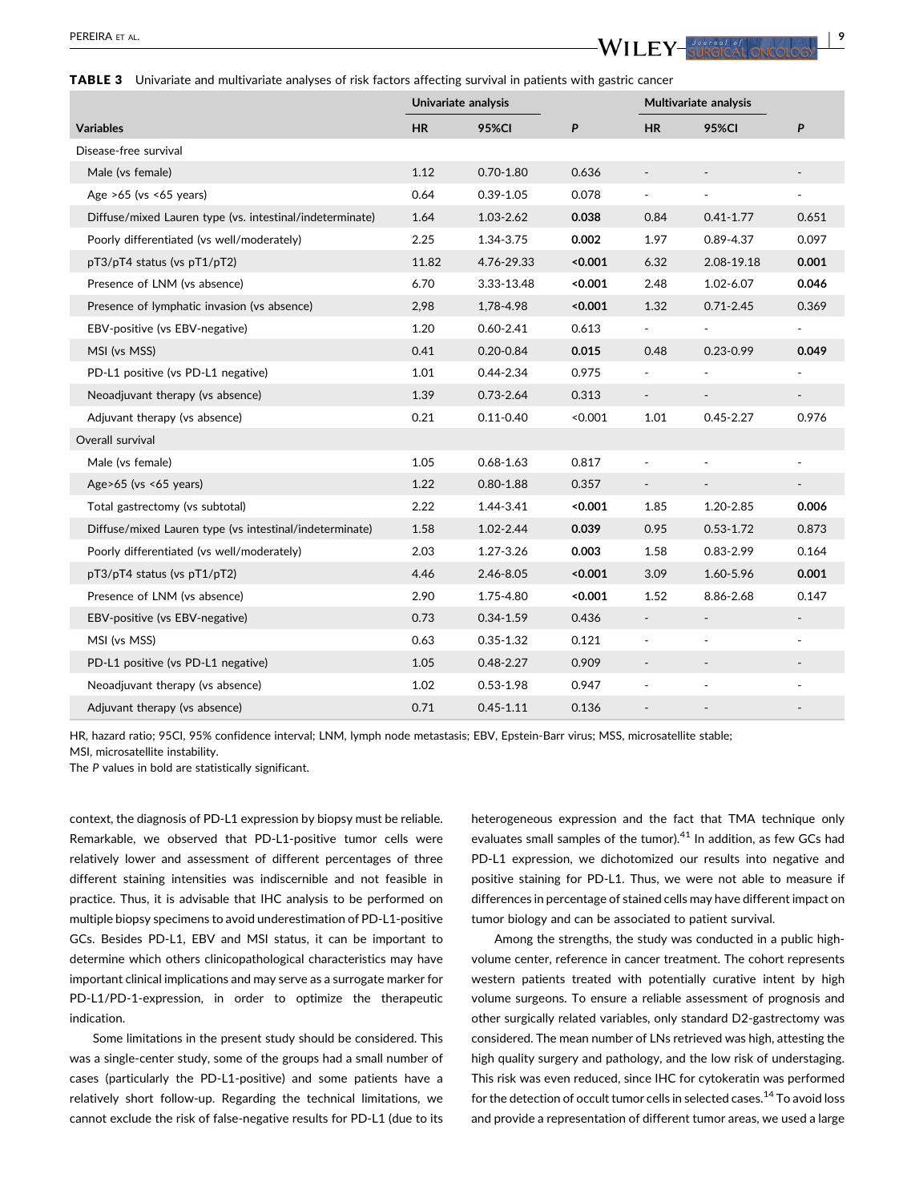**TABLE 3** Univariate and multivariate analyses of risk factors affecting survival in patients with gastric cancer

| Variables | Univariate analysis | | | Multivariate analysis | | |
|---|---|---|---|---|---|---|
| | HR | 95%CI | *P* | HR | 95%CI | *P* |
| Disease-free survival | | | | | | |
| Male (vs female) | 1.12 | 0.70-1.80 | 0.636 | - | - | - |
| Age >65 (vs <65 years) | 0.64 | 0.39-1.05 | 0.078 | - | - | - |
| Diffuse/mixed Lauren type (vs. intestinal/indeterminate) | 1.64 | 1.03-2.62 | **0.038** | 0.84 | 0.41-1.77 | 0.651 |
| Poorly differentiated (vs well/moderately) | 2.25 | 1.34-3.75 | **0.002** | 1.97 | 0.89-4.37 | 0.097 |
| pT3/pT4 status (vs pT1/pT2) | 11.82 | 4.76-29.33 | **<0.001** | 6.32 | 2.08-19.18 | **0.001** |
| Presence of LNM (vs absence) | 6.70 | 3.33-13.48 | **<0.001** | 2.48 | 1.02-6.07 | **0.046** |
| Presence of lymphatic invasion (vs absence) | 2,98 | 1,78-4.98 | **<0.001** | 1.32 | 0.71-2.45 | 0.369 |
| EBV-positive (vs EBV-negative) | 1.20 | 0.60-2.41 | 0.613 | - | - | - |
| MSI (vs MSS) | 0.41 | 0.20-0.84 | **0.015** | 0.48 | 0.23-0.99 | **0.049** |
| PD-L1 positive (vs PD-L1 negative) | 1.01 | 0.44-2.34 | 0.975 | - | - | - |
| Neoadjuvant therapy (vs absence) | 1.39 | 0.73-2.64 | 0.313 | - | - | - |
| Adjuvant therapy (vs absence) | 0.21 | 0.11-0.40 | <0.001 | 1.01 | 0.45-2.27 | 0.976 |
| Overall survival | | | | | | |
| Male (vs female) | 1.05 | 0.68-1.63 | 0.817 | - | - | - |
| Age>65 (vs <65 years) | 1.22 | 0.80-1.88 | 0.357 | - | - | - |
| Total gastrectomy (vs subtotal) | 2.22 | 1.44-3.41 | **<0.001** | 1.85 | 1.20-2.85 | **0.006** |
| Diffuse/mixed Lauren type (vs intestinal/indeterminate) | 1.58 | 1.02-2.44 | **0.039** | 0.95 | 0.53-1.72 | 0.873 |
| Poorly differentiated (vs well/moderately) | 2.03 | 1.27-3.26 | **0.003** | 1.58 | 0.83-2.99 | 0.164 |
| pT3/pT4 status (vs pT1/pT2) | 4.46 | 2.46-8.05 | **<0.001** | 3.09 | 1.60-5.96 | **0.001** |
| Presence of LNM (vs absence) | 2.90 | 1.75-4.80 | **<0.001** | 1.52 | 8.86-2.68 | 0.147 |
| EBV-positive (vs EBV-negative) | 0.73 | 0.34-1.59 | 0.436 | - | - | - |
| MSI (vs MSS) | 0.63 | 0.35-1.32 | 0.121 | - | - | - |
| PD-L1 positive (vs PD-L1 negative) | 1.05 | 0.48-2.27 | 0.909 | - | - | - |
| Neoadjuvant therapy (vs absence) | 1.02 | 0.53-1.98 | 0.947 | - | - | - |
| Adjuvant therapy (vs absence) | 0.71 | 0.45-1.11 | 0.136 | - | - | - |

HR, hazard ratio; 95CI, 95% confidence interval; LNM, lymph node metastasis; EBV, Epstein-Barr virus; MSS, microsatellite stable; MSI, microsatellite instability.
The *P* values in bold are statistically significant.

context, the diagnosis of PD-L1 expression by biopsy must be reliable. Remarkable, we observed that PD-L1-positive tumor cells were relatively lower and assessment of different percentages of three different staining intensities was indiscernible and not feasible in practice. Thus, it is advisable that IHC analysis to be performed on multiple biopsy specimens to avoid underestimation of PD-L1-positive GCs. Besides PD-L1, EBV and MSI status, it can be important to determine which others clinicopathological characteristics may have important clinical implications and may serve as a surrogate marker for PD-L1/PD-1-expression, in order to optimize the therapeutic indication.

Some limitations in the present study should be considered. This was a single-center study, some of the groups had a small number of cases (particularly the PD-L1-positive) and some patients have a relatively short follow-up. Regarding the technical limitations, we cannot exclude the risk of false-negative results for PD-L1 (due to its heterogeneous expression and the fact that TMA technique only evaluates small samples of the tumor).[41] In addition, as few GCs had PD-L1 expression, we dichotomized our results into negative and positive staining for PD-L1. Thus, we were not able to measure if differences in percentage of stained cells may have different impact on tumor biology and can be associated to patient survival.

Among the strengths, the study was conducted in a public high-volume center, reference in cancer treatment. The cohort represents western patients treated with potentially curative intent by high volume surgeons. To ensure a reliable assessment of prognosis and other surgically related variables, only standard D2-gastrectomy was considered. The mean number of LNs retrieved was high, attesting the high quality surgery and pathology, and the low risk of understaging. This risk was even reduced, since IHC for cytokeratin was performed for the detection of occult tumor cells in selected cases.[14] To avoid loss and provide a representation of different tumor areas, we used a large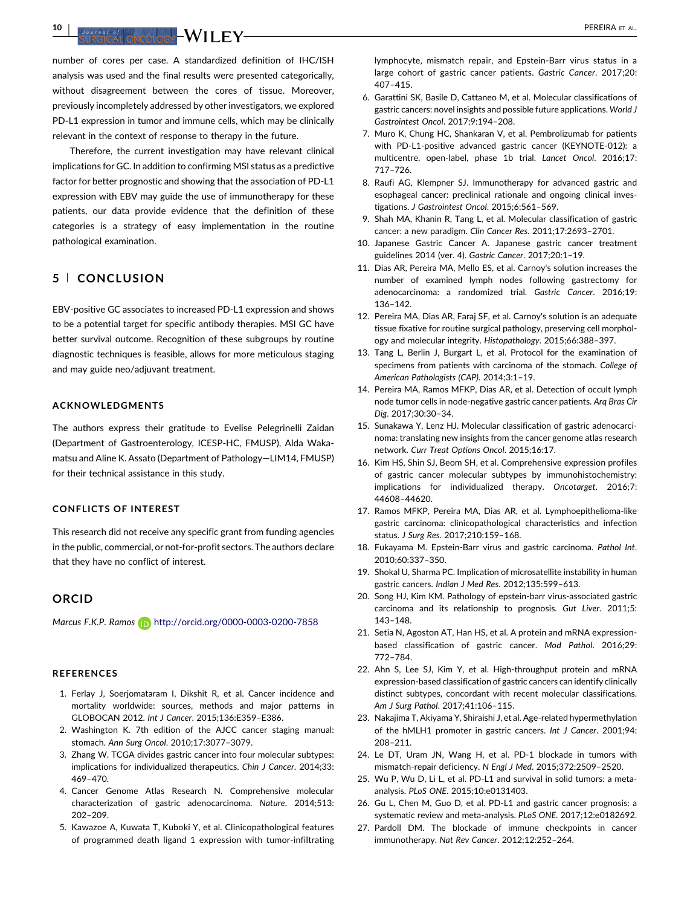number of cores per case. A standardized definition of IHC/ISH analysis was used and the final results were presented categorically, without disagreement between the cores of tissue. Moreover, previously incompletely addressed by other investigators, we explored PD-L1 expression in tumor and immune cells, which may be clinically relevant in the context of response to therapy in the future.

Therefore, the current investigation may have relevant clinical implications for GC. In addition to confirming MSI status as a predictive factor for better prognostic and showing that the association of PD-L1 expression with EBV may guide the use of immunotherapy for these patients, our data provide evidence that the definition of these categories is a strategy of easy implementation in the routine pathological examination.

## 5 | CONCLUSION

EBV-positive GC associates to increased PD-L1 expression and shows to be a potential target for specific antibody therapies. MSI GC have better survival outcome. Recognition of these subgroups by routine diagnostic techniques is feasible, allows for more meticulous staging and may guide neo/adjuvant treatment.

### ACKNOWLEDGMENTS

The authors express their gratitude to Evelise Pelegrinelli Zaidan (Department of Gastroenterology, ICESP-HC, FMUSP), Alda Wakamatsu and Aline K. Assato (Department of Pathology—LIM14, FMUSP) for their technical assistance in this study.

### CONFLICTS OF INTEREST

This research did not receive any specific grant from funding agencies in the public, commercial, or not-for-profit sectors. The authors declare that they have no conflict of interest.

## ORCID

*Marcus F.K.P. Ramos* http://orcid.org/0000-0003-0200-7858

### REFERENCES

1. Ferlay J, Soerjomataram I, Dikshit R, et al. Cancer incidence and mortality worldwide: sources, methods and major patterns in GLOBOCAN 2012. *Int J Cancer*. 2015;136:E359–E386.
2. Washington K. 7th edition of the AJCC cancer staging manual: stomach. *Ann Surg Oncol*. 2010;17:3077–3079.
3. Zhang W. TCGA divides gastric cancer into four molecular subtypes: implications for individualized therapeutics. *Chin J Cancer*. 2014;33: 469–470.
4. Cancer Genome Atlas Research N. Comprehensive molecular characterization of gastric adenocarcinoma. *Nature*. 2014;513: 202–209.
5. Kawazoe A, Kuwata T, Kuboki Y, et al. Clinicopathological features of programmed death ligand 1 expression with tumor-infiltrating lymphocyte, mismatch repair, and Epstein-Barr virus status in a large cohort of gastric cancer patients. *Gastric Cancer*. 2017;20: 407–415.
6. Garattini SK, Basile D, Cattaneo M, et al. Molecular classifications of gastric cancers: novel insights and possible future applications. *World J Gastrointest Oncol*. 2017;9:194–208.
7. Muro K, Chung HC, Shankaran V, et al. Pembrolizumab for patients with PD-L1-positive advanced gastric cancer (KEYNOTE-012): a multicentre, open-label, phase 1b trial. *Lancet Oncol*. 2016;17: 717–726.
8. Raufi AG, Klempner SJ. Immunotherapy for advanced gastric and esophageal cancer: preclinical rationale and ongoing clinical investigations. *J Gastrointest Oncol*. 2015;6:561–569.
9. Shah MA, Khanin R, Tang L, et al. Molecular classification of gastric cancer: a new paradigm. *Clin Cancer Res*. 2011;17:2693–2701.
10. Japanese Gastric Cancer A. Japanese gastric cancer treatment guidelines 2014 (ver. 4). *Gastric Cancer*. 2017;20:1–19.
11. Dias AR, Pereira MA, Mello ES, et al. Carnoy's solution increases the number of examined lymph nodes following gastrectomy for adenocarcinoma: a randomized trial. *Gastric Cancer*. 2016;19: 136–142.
12. Pereira MA, Dias AR, Faraj SF, et al. Carnoy's solution is an adequate tissue fixative for routine surgical pathology, preserving cell morphology and molecular integrity. *Histopathology*. 2015;66:388–397.
13. Tang L, Berlin J, Burgart L, et al. Protocol for the examination of specimens from patients with carcinoma of the stomach. *College of American Pathologists (CAP)*. 2014;3:1–19.
14. Pereira MA, Ramos MFKP, Dias AR, et al. Detection of occult lymph node tumor cells in node-negative gastric cancer patients. *Arq Bras Cir Dig*. 2017;30:30–34.
15. Sunakawa Y, Lenz HJ. Molecular classification of gastric adenocarcinoma: translating new insights from the cancer genome atlas research network. *Curr Treat Options Oncol*. 2015;16:17.
16. Kim HS, Shin SJ, Beom SH, et al. Comprehensive expression profiles of gastric cancer molecular subtypes by immunohistochemistry: implications for individualized therapy. *Oncotarget*. 2016;7: 44608–44620.
17. Ramos MFKP, Pereira MA, Dias AR, et al. Lymphoepithelioma-like gastric carcinoma: clinicopathological characteristics and infection status. *J Surg Res*. 2017;210:159–168.
18. Fukayama M. Epstein-Barr virus and gastric carcinoma. *Pathol Int*. 2010;60:337–350.
19. Shokal U, Sharma PC. Implication of microsatellite instability in human gastric cancers. *Indian J Med Res*. 2012;135:599–613.
20. Song HJ, Kim KM. Pathology of epstein-barr virus-associated gastric carcinoma and its relationship to prognosis. *Gut Liver*. 2011;5: 143–148.
21. Setia N, Agoston AT, Han HS, et al. A protein and mRNA expression-based classification of gastric cancer. *Mod Pathol*. 2016;29: 772–784.
22. Ahn S, Lee SJ, Kim Y, et al. High-throughput protein and mRNA expression-based classification of gastric cancers can identify clinically distinct subtypes, concordant with recent molecular classifications. *Am J Surg Pathol*. 2017;41:106–115.
23. Nakajima T, Akiyama Y, Shiraishi J, et al. Age-related hypermethylation of the hMLH1 promoter in gastric cancers. *Int J Cancer*. 2001;94: 208–211.
24. Le DT, Uram JN, Wang H, et al. PD-1 blockade in tumors with mismatch-repair deficiency. *N Engl J Med*. 2015;372:2509–2520.
25. Wu P, Wu D, Li L, et al. PD-L1 and survival in solid tumors: a meta-analysis. *PLoS ONE*. 2015;10:e0131403.
26. Gu L, Chen M, Guo D, et al. PD-L1 and gastric cancer prognosis: a systematic review and meta-analysis. *PLoS ONE*. 2017;12:e0182692.
27. Pardoll DM. The blockade of immune checkpoints in cancer immunotherapy. *Nat Rev Cancer*. 2012;12:252–264.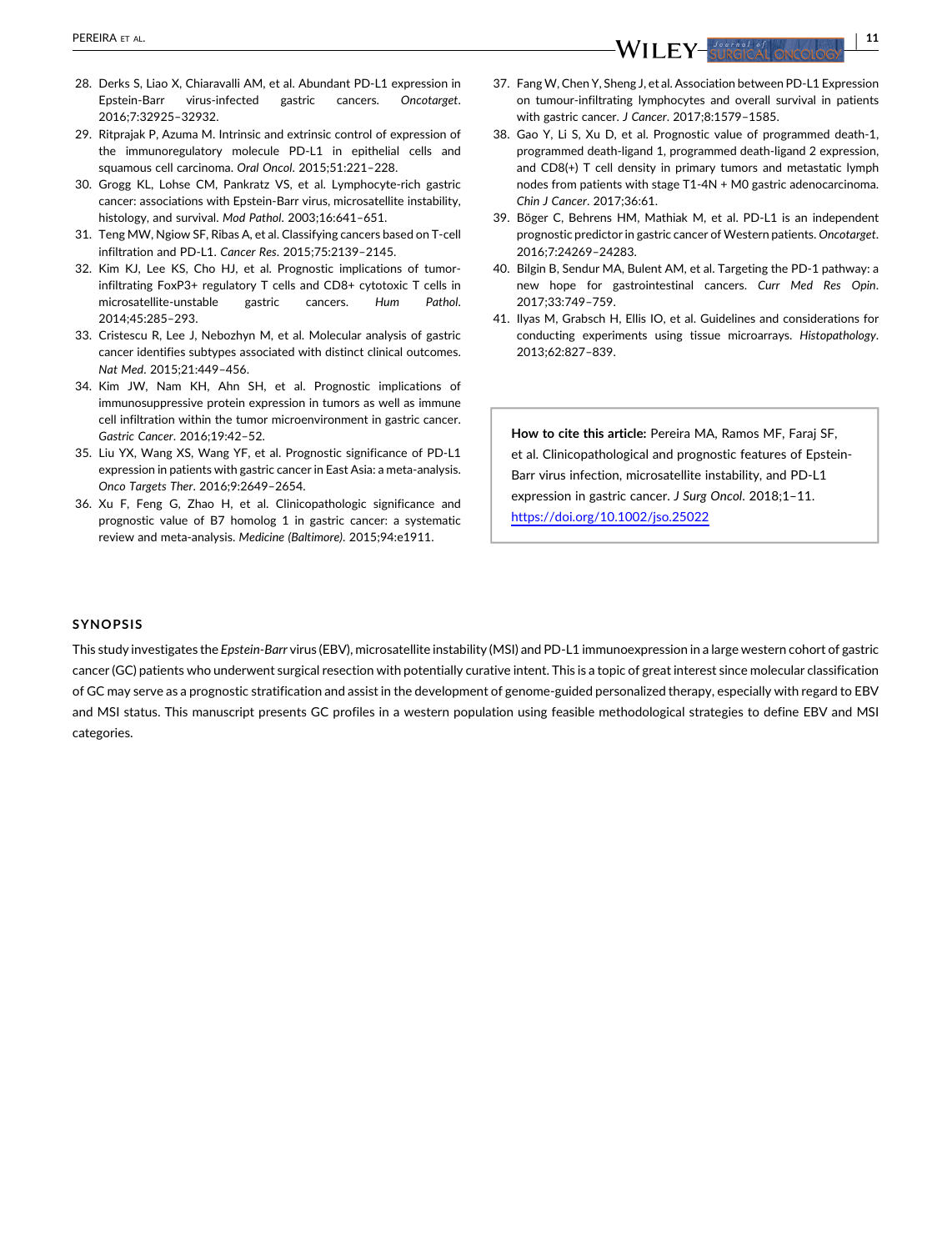28. Derks S, Liao X, Chiaravalli AM, et al. Abundant PD-L1 expression in Epstein-Barr virus-infected gastric cancers. *Oncotarget*. 2016;7:32925–32932.
29. Ritprajak P, Azuma M. Intrinsic and extrinsic control of expression of the immunoregulatory molecule PD-L1 in epithelial cells and squamous cell carcinoma. *Oral Oncol*. 2015;51:221–228.
30. Grogg KL, Lohse CM, Pankratz VS, et al. Lymphocyte-rich gastric cancer: associations with Epstein-Barr virus, microsatellite instability, histology, and survival. *Mod Pathol*. 2003;16:641–651.
31. Teng MW, Ngiow SF, Ribas A, et al. Classifying cancers based on T-cell infiltration and PD-L1. *Cancer Res*. 2015;75:2139–2145.
32. Kim KJ, Lee KS, Cho HJ, et al. Prognostic implications of tumor-infiltrating FoxP3+ regulatory T cells and CD8+ cytotoxic T cells in microsatellite-unstable gastric cancers. *Hum Pathol*. 2014;45:285–293.
33. Cristescu R, Lee J, Nebozhyn M, et al. Molecular analysis of gastric cancer identifies subtypes associated with distinct clinical outcomes. *Nat Med*. 2015;21:449–456.
34. Kim JW, Nam KH, Ahn SH, et al. Prognostic implications of immunosuppressive protein expression in tumors as well as immune cell infiltration within the tumor microenvironment in gastric cancer. *Gastric Cancer*. 2016;19:42–52.
35. Liu YX, Wang XS, Wang YF, et al. Prognostic significance of PD-L1 expression in patients with gastric cancer in East Asia: a meta-analysis. *Onco Targets Ther*. 2016;9:2649–2654.
36. Xu F, Feng G, Zhao H, et al. Clinicopathologic significance and prognostic value of B7 homolog 1 in gastric cancer: a systematic review and meta-analysis. *Medicine (Baltimore)*. 2015;94:e1911.
37. Fang W, Chen Y, Sheng J, et al. Association between PD-L1 Expression on tumour-infiltrating lymphocytes and overall survival in patients with gastric cancer. *J Cancer*. 2017;8:1579–1585.
38. Gao Y, Li S, Xu D, et al. Prognostic value of programmed death-1, programmed death-ligand 1, programmed death-ligand 2 expression, and CD8(+) T cell density in primary tumors and metastatic lymph nodes from patients with stage T1-4N + M0 gastric adenocarcinoma. *Chin J Cancer*. 2017;36:61.
39. Böger C, Behrens HM, Mathiak M, et al. PD-L1 is an independent prognostic predictor in gastric cancer of Western patients. *Oncotarget*. 2016;7:24269–24283.
40. Bilgin B, Sendur MA, Bulent AM, et al. Targeting the PD-1 pathway: a new hope for gastrointestinal cancers. *Curr Med Res Opin*. 2017;33:749–759.
41. Ilyas M, Grabsch H, Ellis IO, et al. Guidelines and considerations for conducting experiments using tissue microarrays. *Histopathology*. 2013;62:827–839.

**How to cite this article:** Pereira MA, Ramos MF, Faraj SF, et al. Clinicopathological and prognostic features of Epstein-Barr virus infection, microsatellite instability, and PD-L1 expression in gastric cancer. *J Surg Oncol*. 2018;1–11. https://doi.org/10.1002/jso.25022

## SYNOPSIS

This study investigates the *Epstein-Barr* virus (EBV), microsatellite instability (MSI) and PD-L1 immunoexpression in a large western cohort of gastric cancer (GC) patients who underwent surgical resection with potentially curative intent. This is a topic of great interest since molecular classification of GC may serve as a prognostic stratification and assist in the development of genome-guided personalized therapy, especially with regard to EBV and MSI status. This manuscript presents GC profiles in a western population using feasible methodological strategies to define EBV and MSI categories.